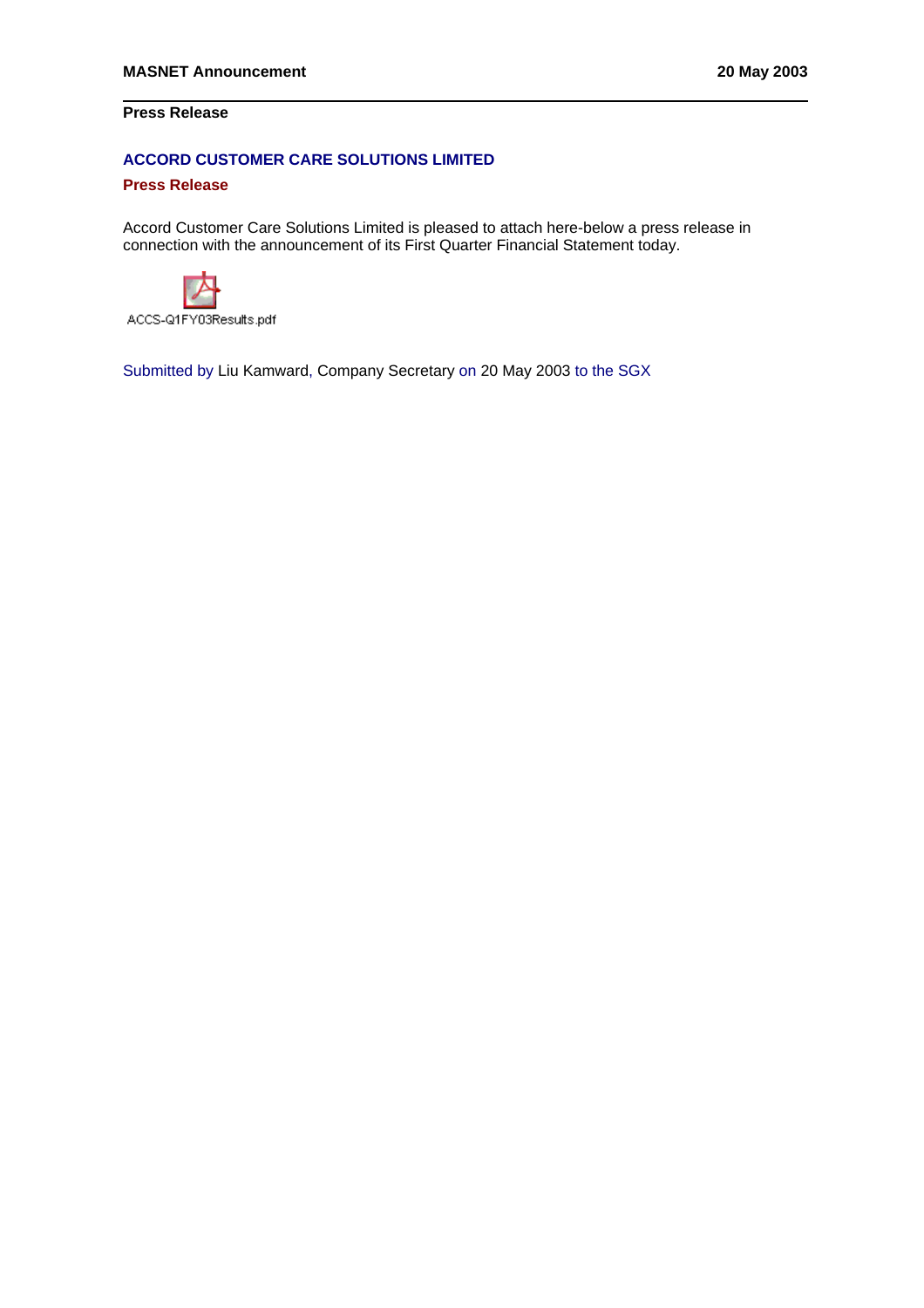**MASNET Announcement** **20 May 2003**

**Press Release**

## ACCORD CUSTOMER CARE SOLUTIONS LIMITED

### Press Release

Accord Customer Care Solutions Limited is pleased to attach here-below a press release in connection with the announcement of its First Quarter Financial Statement today.

ACCS-Q1FY03Results.pdf

Submitted by Liu Kamward, Company Secretary on 20 May 2003 to the SGX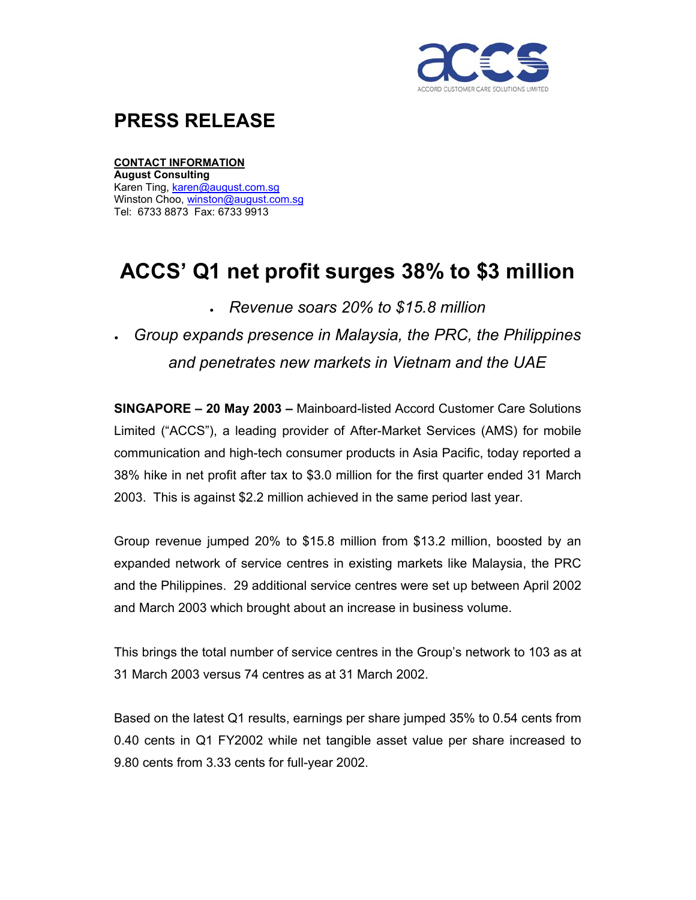# PRESS RELEASE

**CONTACT INFORMATION**
**August Consulting**
Karen Ting, karen@august.com.sg
Winston Choo, winston@august.com.sg
Tel: 6733 8873 Fax: 6733 9913

# ACCS' Q1 net profit surges 38% to $3 million

- *Revenue soars 20% to $15.8 million*
- *Group expands presence in Malaysia, the PRC, the Philippines and penetrates new markets in Vietnam and the UAE*

**SINGAPORE – 20 May 2003 –** Mainboard-listed Accord Customer Care Solutions Limited ("ACCS"), a leading provider of After-Market Services (AMS) for mobile communication and high-tech consumer products in Asia Pacific, today reported a 38% hike in net profit after tax to $3.0 million for the first quarter ended 31 March 2003. This is against $2.2 million achieved in the same period last year.

Group revenue jumped 20% to $15.8 million from $13.2 million, boosted by an expanded network of service centres in existing markets like Malaysia, the PRC and the Philippines. 29 additional service centres were set up between April 2002 and March 2003 which brought about an increase in business volume.

This brings the total number of service centres in the Group's network to 103 as at 31 March 2003 versus 74 centres as at 31 March 2002.

Based on the latest Q1 results, earnings per share jumped 35% to 0.54 cents from 0.40 cents in Q1 FY2002 while net tangible asset value per share increased to 9.80 cents from 3.33 cents for full-year 2002.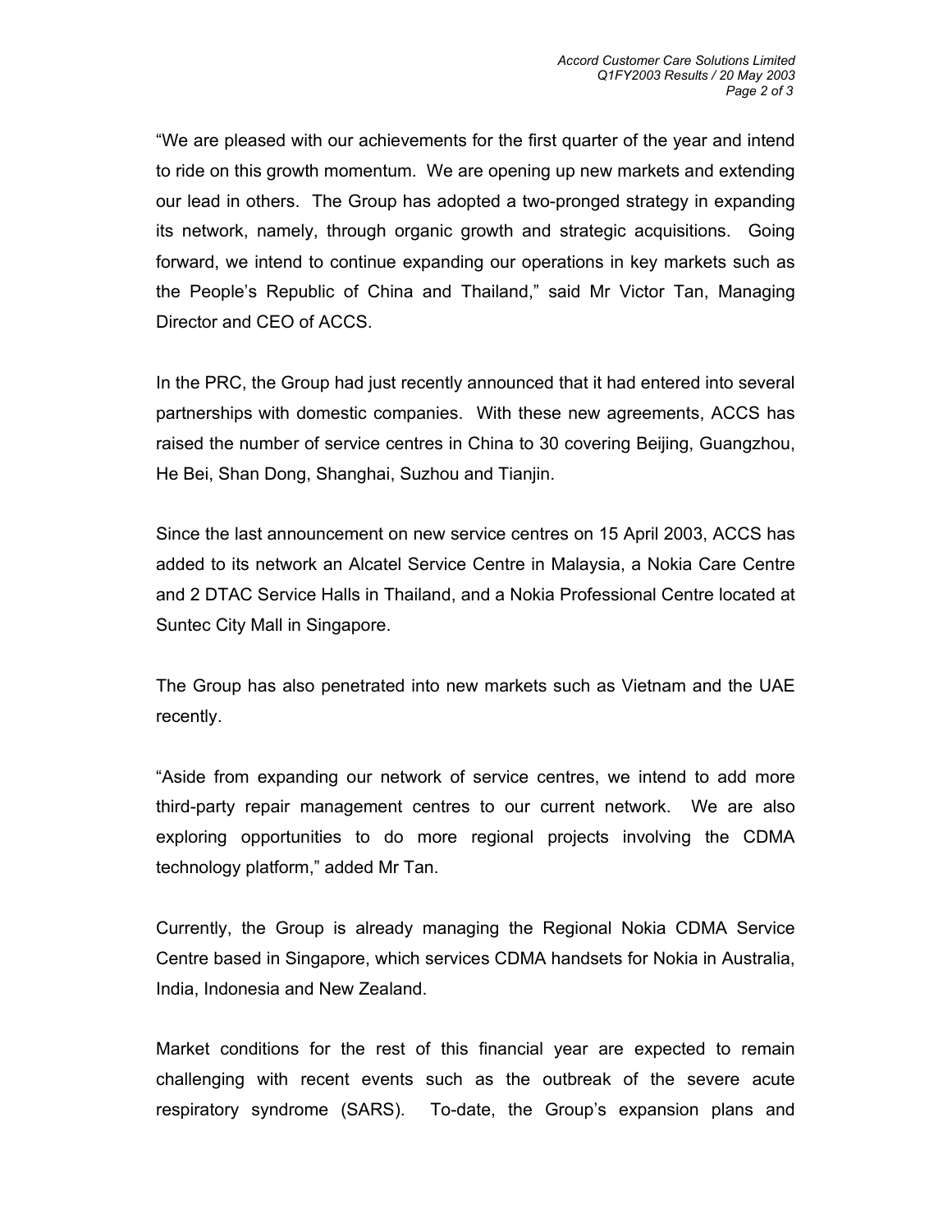"We are pleased with our achievements for the first quarter of the year and intend to ride on this growth momentum. We are opening up new markets and extending our lead in others. The Group has adopted a two-pronged strategy in expanding its network, namely, through organic growth and strategic acquisitions. Going forward, we intend to continue expanding our operations in key markets such as the People's Republic of China and Thailand," said Mr Victor Tan, Managing Director and CEO of ACCS.

In the PRC, the Group had just recently announced that it had entered into several partnerships with domestic companies. With these new agreements, ACCS has raised the number of service centres in China to 30 covering Beijing, Guangzhou, He Bei, Shan Dong, Shanghai, Suzhou and Tianjin.

Since the last announcement on new service centres on 15 April 2003, ACCS has added to its network an Alcatel Service Centre in Malaysia, a Nokia Care Centre and 2 DTAC Service Halls in Thailand, and a Nokia Professional Centre located at Suntec City Mall in Singapore.

The Group has also penetrated into new markets such as Vietnam and the UAE recently.

"Aside from expanding our network of service centres, we intend to add more third-party repair management centres to our current network. We are also exploring opportunities to do more regional projects involving the CDMA technology platform," added Mr Tan.

Currently, the Group is already managing the Regional Nokia CDMA Service Centre based in Singapore, which services CDMA handsets for Nokia in Australia, India, Indonesia and New Zealand.

Market conditions for the rest of this financial year are expected to remain challenging with recent events such as the outbreak of the severe acute respiratory syndrome (SARS). To-date, the Group's expansion plans and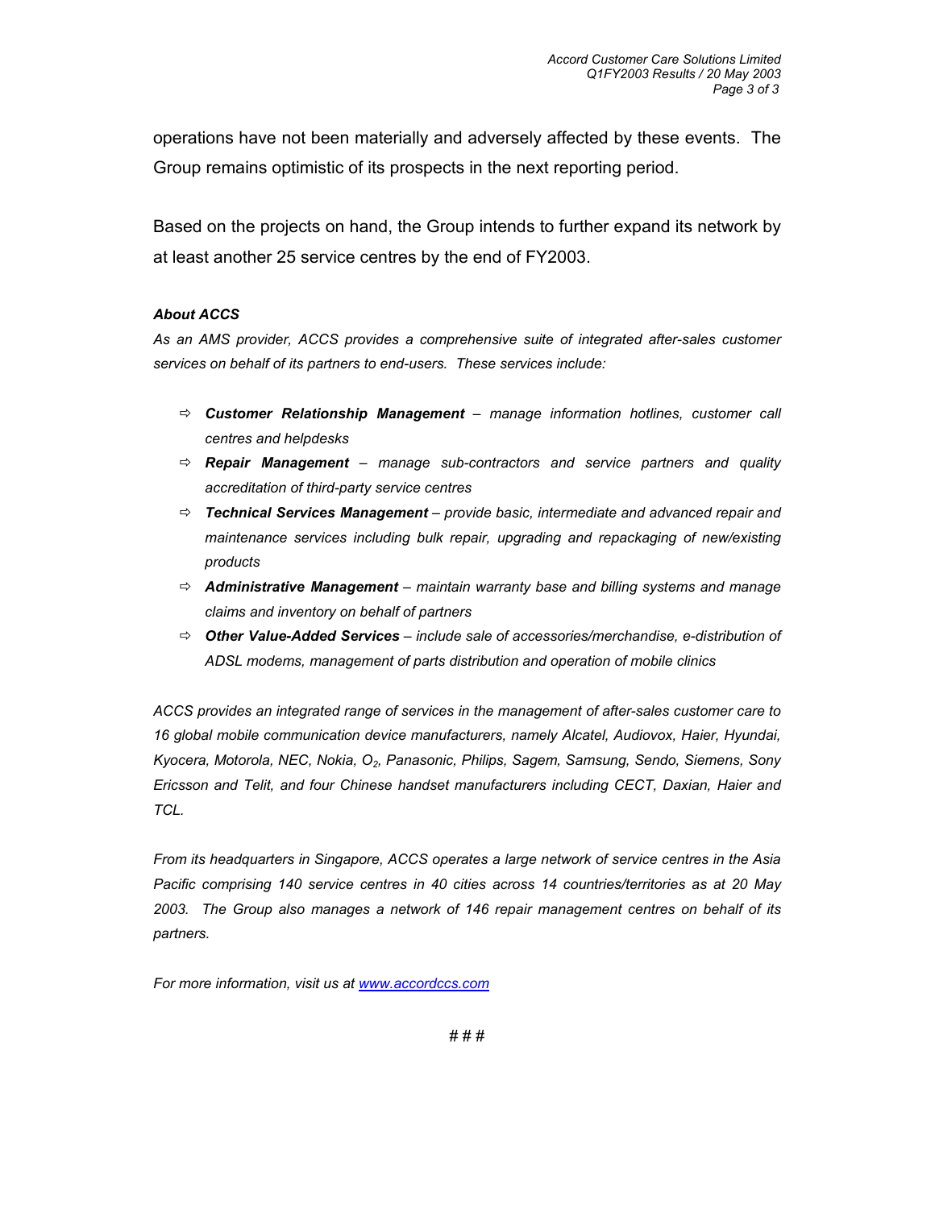operations have not been materially and adversely affected by these events. The Group remains optimistic of its prospects in the next reporting period.

Based on the projects on hand, the Group intends to further expand its network by at least another 25 service centres by the end of FY2003.

***About ACCS***

*As an AMS provider, ACCS provides a comprehensive suite of integrated after-sales customer services on behalf of its partners to end-users. These services include:*

- ***Customer Relationship Management** – manage information hotlines, customer call centres and helpdesks*
- ***Repair Management** – manage sub-contractors and service partners and quality accreditation of third-party service centres*
- ***Technical Services Management** – provide basic, intermediate and advanced repair and maintenance services including bulk repair, upgrading and repackaging of new/existing products*
- ***Administrative Management** – maintain warranty base and billing systems and manage claims and inventory on behalf of partners*
- ***Other Value-Added Services** – include sale of accessories/merchandise, e-distribution of ADSL modems, management of parts distribution and operation of mobile clinics*

*ACCS provides an integrated range of services in the management of after-sales customer care to 16 global mobile communication device manufacturers, namely Alcatel, Audiovox, Haier, Hyundai, Kyocera, Motorola, NEC, Nokia, $O_2$, Panasonic, Philips, Sagem, Samsung, Sendo, Siemens, Sony Ericsson and Telit, and four Chinese handset manufacturers including CECT, Daxian, Haier and TCL.*

*From its headquarters in Singapore, ACCS operates a large network of service centres in the Asia Pacific comprising 140 service centres in 40 cities across 14 countries/territories as at 20 May 2003. The Group also manages a network of 146 repair management centres on behalf of its partners.*

*For more information, visit us at [www.accordccs.com](http://www.accordccs.com)*

# # #